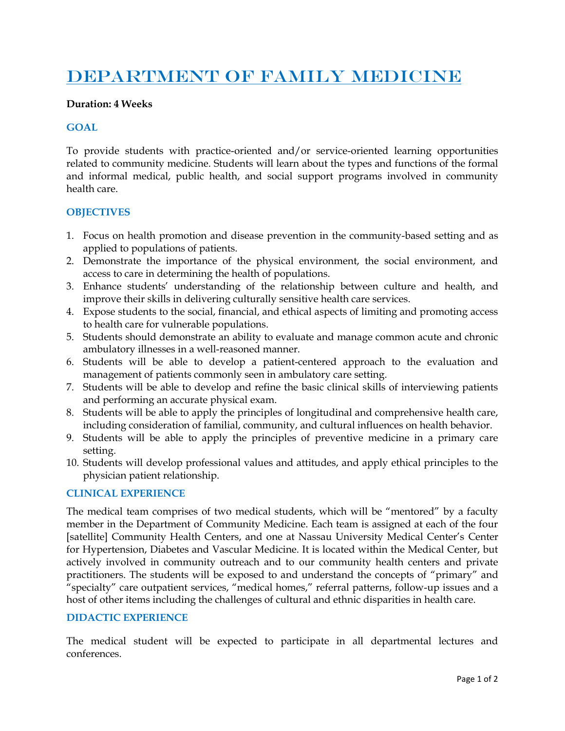# Department of Family Medicine

**Duration: 4 Weeks**

## GOAL

To provide students with practice-oriented and/or service-oriented learning opportunities related to community medicine. Students will learn about the types and functions of the formal and informal medical, public health, and social support programs involved in community health care.

## OBJECTIVES

1. Focus on health promotion and disease prevention in the community-based setting and as applied to populations of patients.
2. Demonstrate the importance of the physical environment, the social environment, and access to care in determining the health of populations.
3. Enhance students' understanding of the relationship between culture and health, and improve their skills in delivering culturally sensitive health care services.
4. Expose students to the social, financial, and ethical aspects of limiting and promoting access to health care for vulnerable populations.
5. Students should demonstrate an ability to evaluate and manage common acute and chronic ambulatory illnesses in a well-reasoned manner.
6. Students will be able to develop a patient-centered approach to the evaluation and management of patients commonly seen in ambulatory care setting.
7. Students will be able to develop and refine the basic clinical skills of interviewing patients and performing an accurate physical exam.
8. Students will be able to apply the principles of longitudinal and comprehensive health care, including consideration of familial, community, and cultural influences on health behavior.
9. Students will be able to apply the principles of preventive medicine in a primary care setting.
10. Students will develop professional values and attitudes, and apply ethical principles to the physician patient relationship.

## CLINICAL EXPERIENCE

The medical team comprises of two medical students, which will be "mentored" by a faculty member in the Department of Community Medicine. Each team is assigned at each of the four [satellite] Community Health Centers, and one at Nassau University Medical Center's Center for Hypertension, Diabetes and Vascular Medicine. It is located within the Medical Center, but actively involved in community outreach and to our community health centers and private practitioners. The students will be exposed to and understand the concepts of "primary" and "specialty" care outpatient services, "medical homes," referral patterns, follow-up issues and a host of other items including the challenges of cultural and ethnic disparities in health care.

## DIDACTIC EXPERIENCE

The medical student will be expected to participate in all departmental lectures and conferences.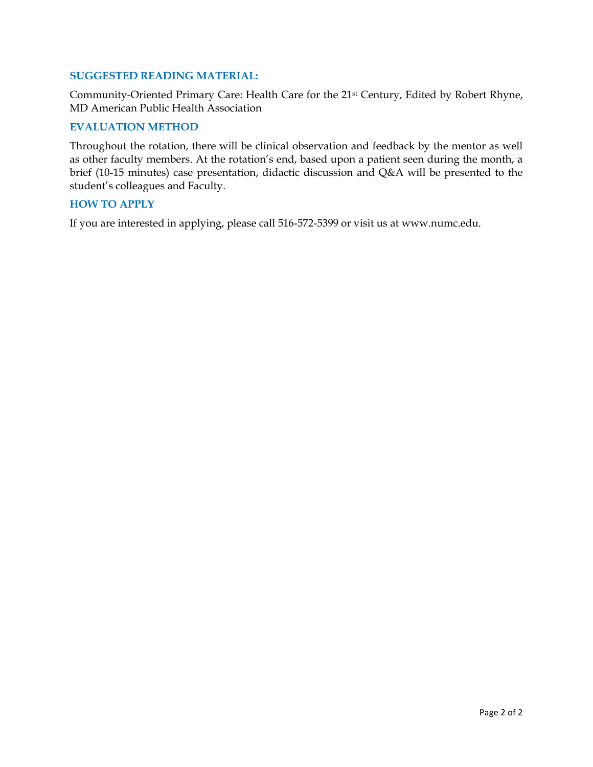## SUGGESTED READING MATERIAL:

Community-Oriented Primary Care: Health Care for the 21st Century, Edited by Robert Rhyne, MD American Public Health Association

## EVALUATION METHOD

Throughout the rotation, there will be clinical observation and feedback by the mentor as well as other faculty members. At the rotation's end, based upon a patient seen during the month, a brief (10-15 minutes) case presentation, didactic discussion and Q&A will be presented to the student's colleagues and Faculty.

## HOW TO APPLY

If you are interested in applying, please call 516-572-5399 or visit us at www.numc.edu.